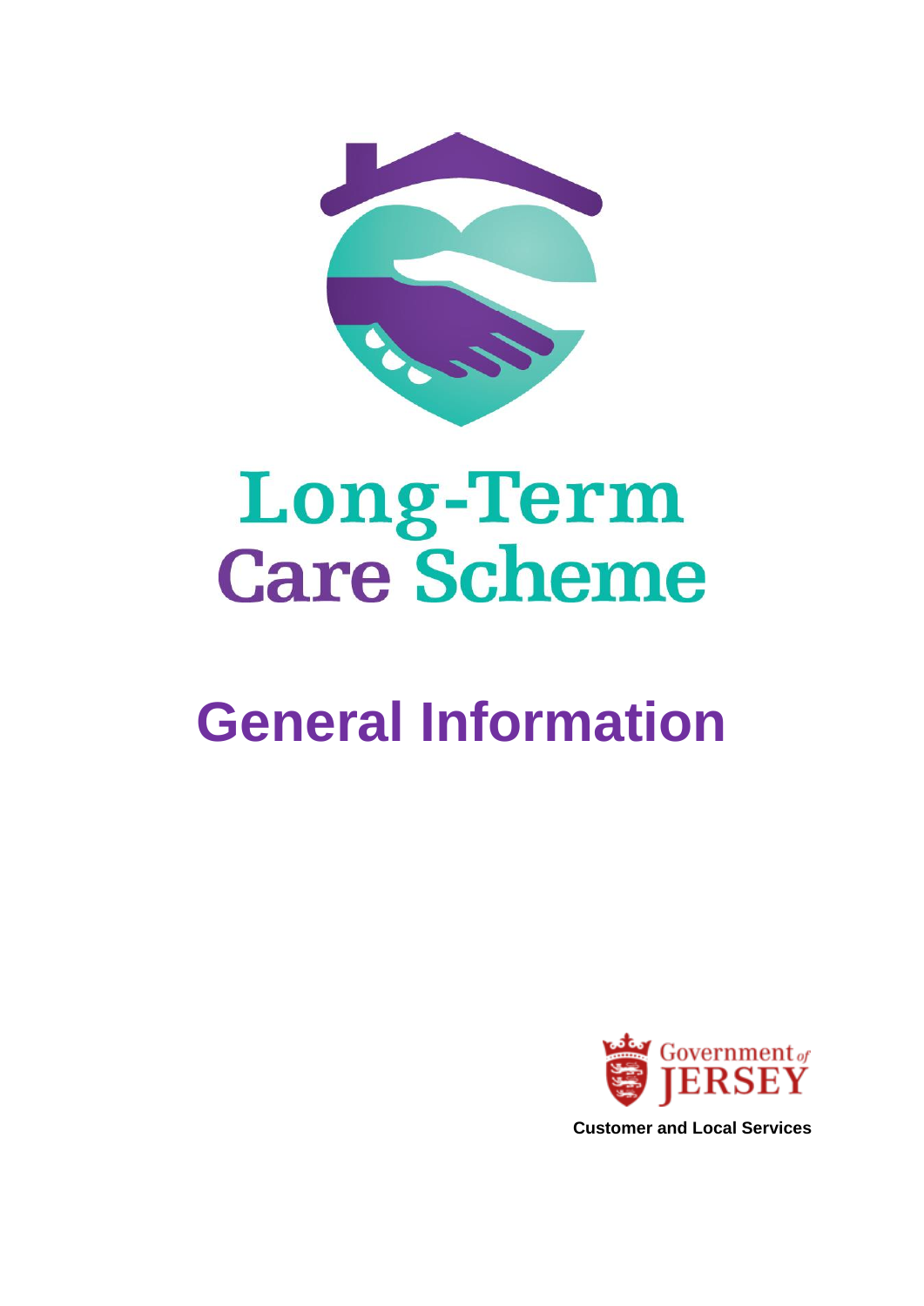# Long-Term Care Scheme

# General Information

Government of JERSEY

**Customer and Local Services**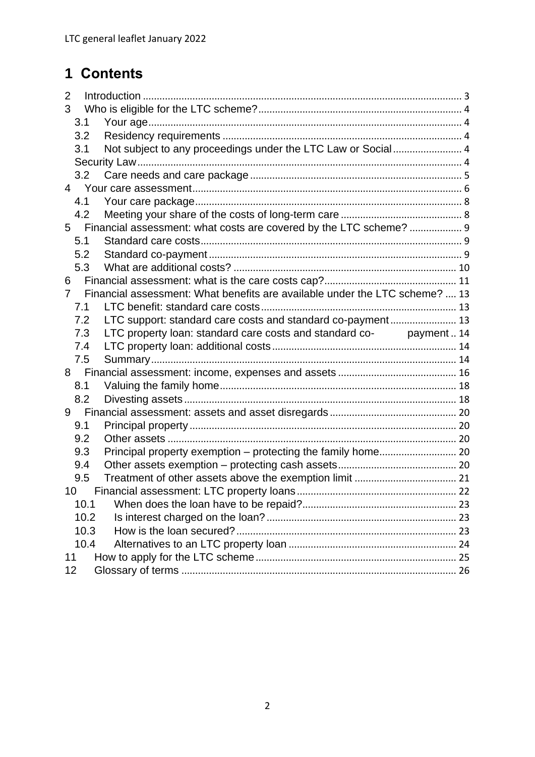# 1 Contents

2 Introduction ..... 3
3 Who is eligible for the LTC scheme? ..... 4
  3.1 Your age ..... 4
  3.2 Residency requirements ..... 4
  3.1 Not subject to any proceedings under the LTC Law or Social ..... 4
  Security Law ..... 4
  3.2 Care needs and care package ..... 5
4 Your care assessment ..... 6
  4.1 Your care package ..... 8
  4.2 Meeting your share of the costs of long-term care ..... 8
5 Financial assessment: what costs are covered by the LTC scheme? ..... 9
  5.1 Standard care costs ..... 9
  5.2 Standard co-payment ..... 9
  5.3 What are additional costs? ..... 10
6 Financial assessment: what is the care costs cap? ..... 11
7 Financial assessment: What benefits are available under the LTC scheme? ..... 13
  7.1 LTC benefit: standard care costs ..... 13
  7.2 LTC support: standard care costs and standard co-payment ..... 13
  7.3 LTC property loan: standard care costs and standard co- payment ..... 14
  7.4 LTC property loan: additional costs ..... 14
  7.5 Summary ..... 14
8 Financial assessment: income, expenses and assets ..... 16
  8.1 Valuing the family home ..... 18
  8.2 Divesting assets ..... 18
9 Financial assessment: assets and asset disregards ..... 20
  9.1 Principal property ..... 20
  9.2 Other assets ..... 20
  9.3 Principal property exemption – protecting the family home ..... 20
  9.4 Other assets exemption – protecting cash assets ..... 20
  9.5 Treatment of other assets above the exemption limit ..... 21
10 Financial assessment: LTC property loans ..... 22
  10.1 When does the loan have to be repaid? ..... 23
  10.2 Is interest charged on the loan? ..... 23
  10.3 How is the loan secured? ..... 23
  10.4 Alternatives to an LTC property loan ..... 24
11 How to apply for the LTC scheme ..... 25
12 Glossary of terms ..... 26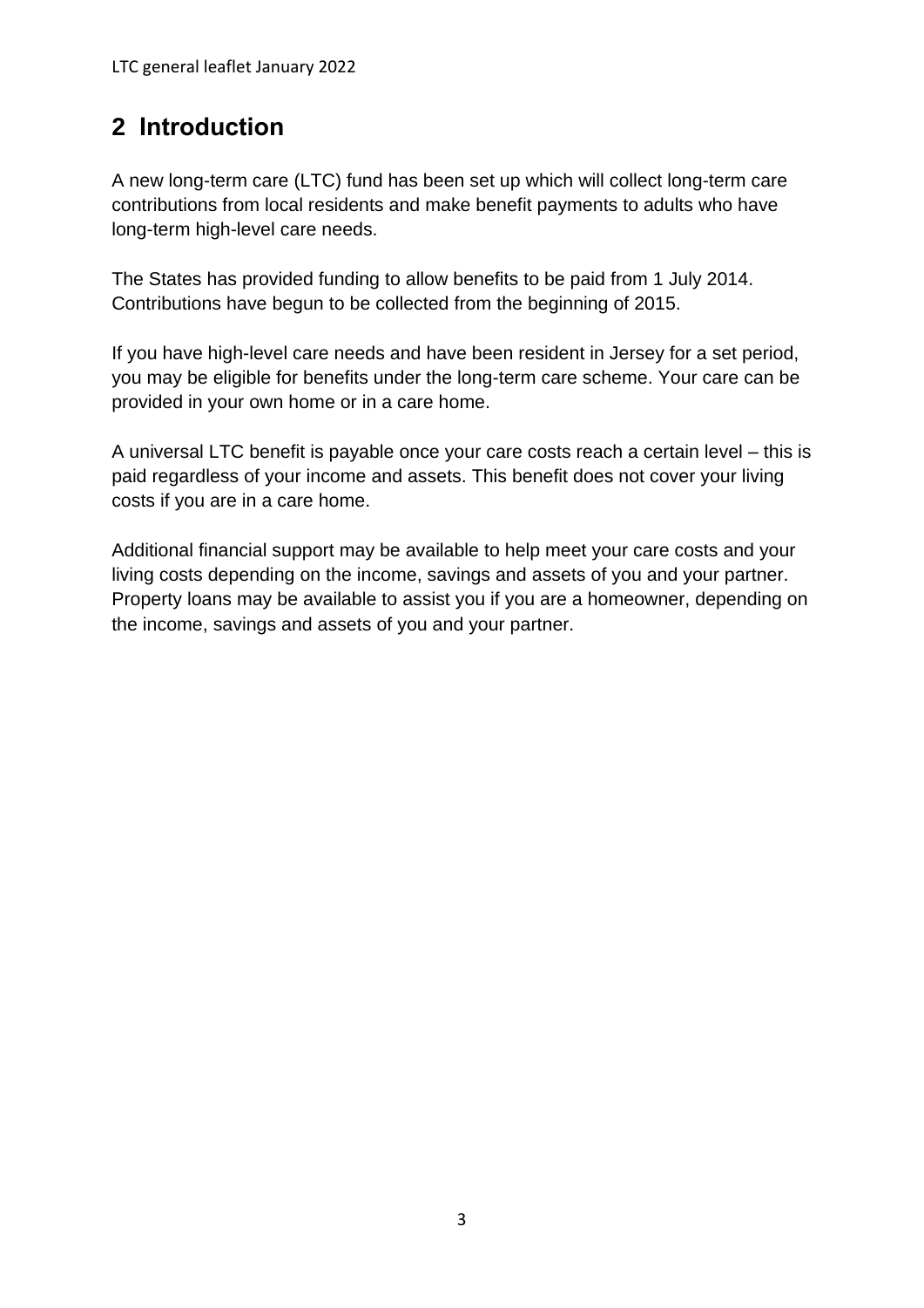## 2 Introduction

A new long-term care (LTC) fund has been set up which will collect long-term care contributions from local residents and make benefit payments to adults who have long-term high-level care needs.

The States has provided funding to allow benefits to be paid from 1 July 2014. Contributions have begun to be collected from the beginning of 2015.

If you have high-level care needs and have been resident in Jersey for a set period, you may be eligible for benefits under the long-term care scheme. Your care can be provided in your own home or in a care home.

A universal LTC benefit is payable once your care costs reach a certain level – this is paid regardless of your income and assets. This benefit does not cover your living costs if you are in a care home.

Additional financial support may be available to help meet your care costs and your living costs depending on the income, savings and assets of you and your partner. Property loans may be available to assist you if you are a homeowner, depending on the income, savings and assets of you and your partner.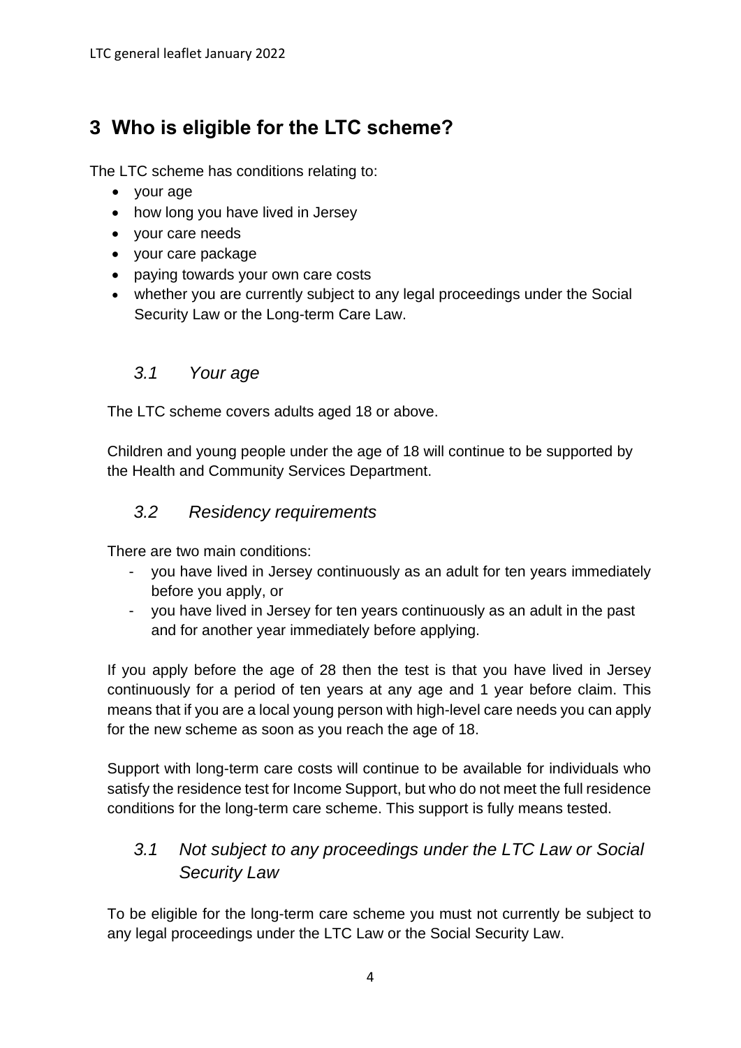## 3 Who is eligible for the LTC scheme?

The LTC scheme has conditions relating to:

- your age
- how long you have lived in Jersey
- your care needs
- your care package
- paying towards your own care costs
- whether you are currently subject to any legal proceedings under the Social Security Law or the Long-term Care Law.

### *3.1 Your age*

The LTC scheme covers adults aged 18 or above.

Children and young people under the age of 18 will continue to be supported by the Health and Community Services Department.

### *3.2 Residency requirements*

There are two main conditions:

- you have lived in Jersey continuously as an adult for ten years immediately before you apply, or
- you have lived in Jersey for ten years continuously as an adult in the past and for another year immediately before applying.

If you apply before the age of 28 then the test is that you have lived in Jersey continuously for a period of ten years at any age and 1 year before claim. This means that if you are a local young person with high-level care needs you can apply for the new scheme as soon as you reach the age of 18.

Support with long-term care costs will continue to be available for individuals who satisfy the residence test for Income Support, but who do not meet the full residence conditions for the long-term care scheme. This support is fully means tested.

### *3.1 Not subject to any proceedings under the LTC Law or Social Security Law*

To be eligible for the long-term care scheme you must not currently be subject to any legal proceedings under the LTC Law or the Social Security Law.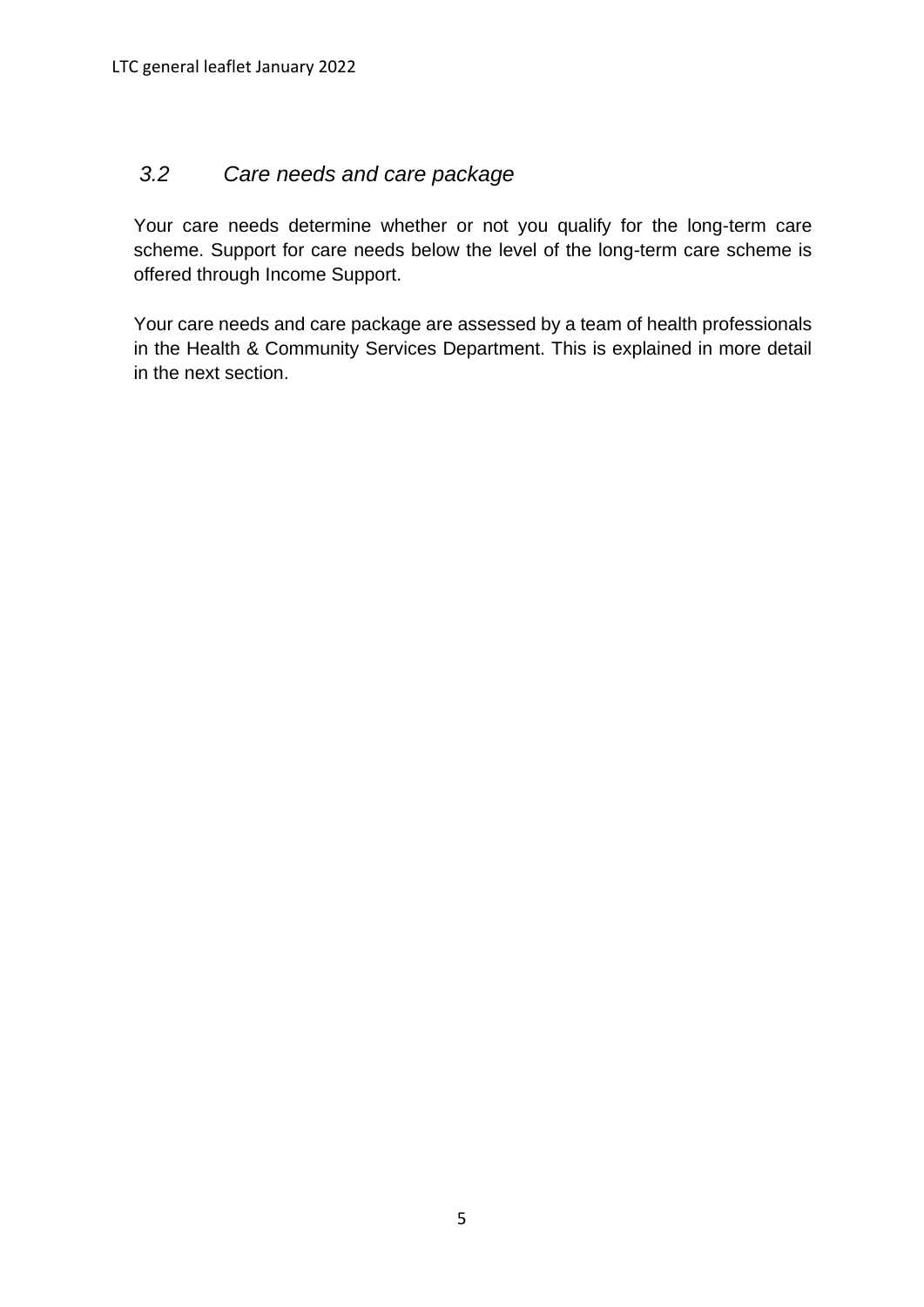### *3.2 Care needs and care package*

Your care needs determine whether or not you qualify for the long-term care scheme. Support for care needs below the level of the long-term care scheme is offered through Income Support.

Your care needs and care package are assessed by a team of health professionals in the Health & Community Services Department. This is explained in more detail in the next section.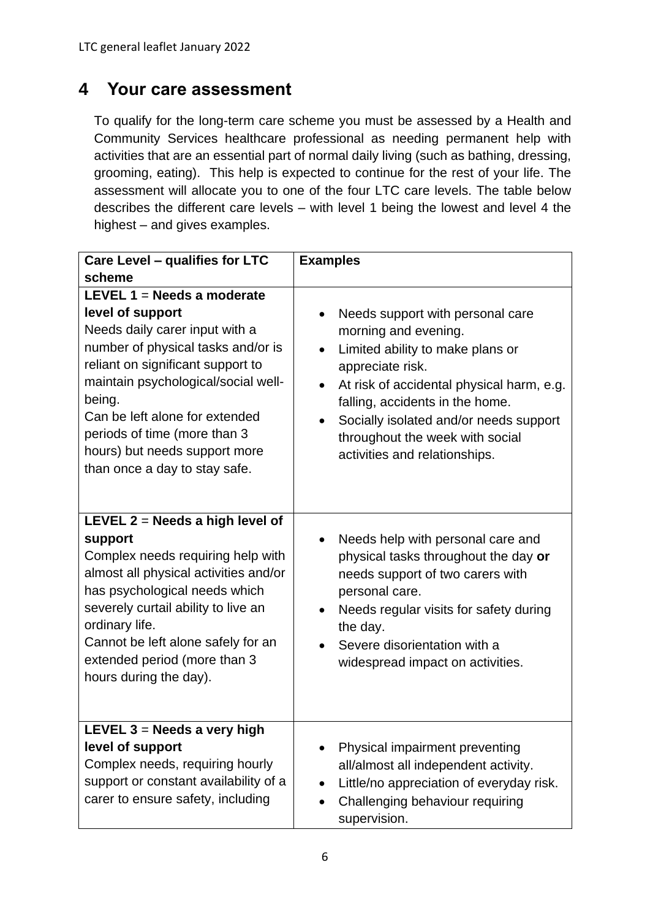## 4 Your care assessment

To qualify for the long-term care scheme you must be assessed by a Health and Community Services healthcare professional as needing permanent help with activities that are an essential part of normal daily living (such as bathing, dressing, grooming, eating). This help is expected to continue for the rest of your life. The assessment will allocate you to one of the four LTC care levels. The table below describes the different care levels – with level 1 being the lowest and level 4 the highest – and gives examples.

| Care Level – qualifies for LTC scheme | Examples |
| --- | --- |
| **LEVEL 1** = **Needs a moderate level of support**<br>Needs daily carer input with a number of physical tasks and/or is reliant on significant support to maintain psychological/social well-being.<br>Can be left alone for extended periods of time (more than 3 hours) but needs support more than once a day to stay safe. | • Needs support with personal care morning and evening.<br>• Limited ability to make plans or appreciate risk.<br>• At risk of accidental physical harm, e.g. falling, accidents in the home.<br>• Socially isolated and/or needs support throughout the week with social activities and relationships. |
| **LEVEL 2** = **Needs a high level of support**<br>Complex needs requiring help with almost all physical activities and/or has psychological needs which severely curtail ability to live an ordinary life.<br>Cannot be left alone safely for an extended period (more than 3 hours during the day). | • Needs help with personal care and physical tasks throughout the day **or** needs support of two carers with personal care.<br>• Needs regular visits for safety during the day.<br>• Severe disorientation with a widespread impact on activities. |
| **LEVEL 3** = **Needs a very high level of support**<br>Complex needs, requiring hourly support or constant availability of a carer to ensure safety, including | • Physical impairment preventing all/almost all independent activity.<br>• Little/no appreciation of everyday risk.<br>• Challenging behaviour requiring supervision. |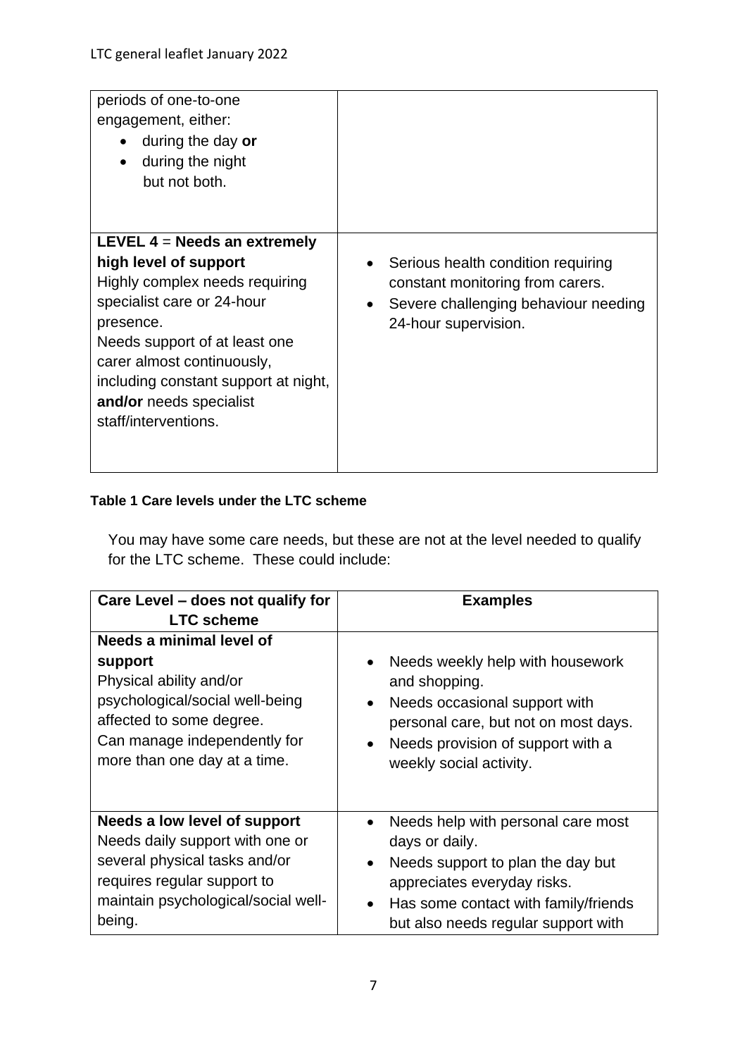| | |
|---|---|
| periods of one-to-one engagement, either:<br>• during the day **or**<br>• during the night<br>but not both. | |
| **LEVEL 4** = **Needs an extremely high level of support**<br>Highly complex needs requiring specialist care or 24-hour presence.<br>Needs support of at least one carer almost continuously, including constant support at night, **and/or** needs specialist staff/interventions. | • Serious health condition requiring constant monitoring from carers.<br>• Severe challenging behaviour needing 24-hour supervision. |

**Table 1 Care levels under the LTC scheme**

You may have some care needs, but these are not at the level needed to qualify for the LTC scheme. These could include:

| Care Level – does not qualify for LTC scheme | Examples |
|---|---|
| **Needs a minimal level of support**<br>Physical ability and/or psychological/social well-being affected to some degree.<br>Can manage independently for more than one day at a time. | • Needs weekly help with housework and shopping.<br>• Needs occasional support with personal care, but not on most days.<br>• Needs provision of support with a weekly social activity. |
| **Needs a low level of support**<br>Needs daily support with one or several physical tasks and/or requires regular support to maintain psychological/social well-being. | • Needs help with personal care most days or daily.<br>• Needs support to plan the day but appreciates everyday risks.<br>• Has some contact with family/friends but also needs regular support with |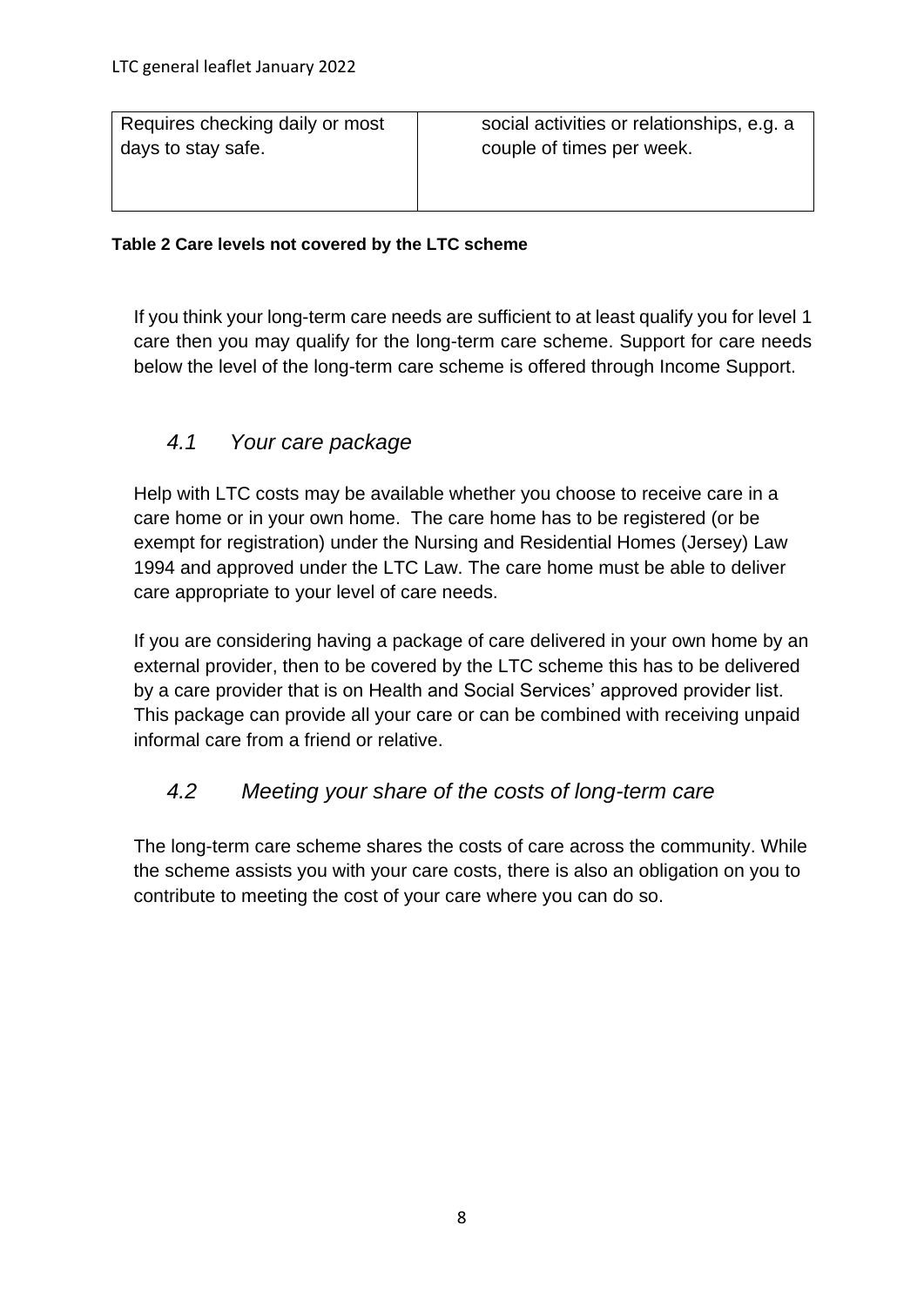| | |
|---|---|
| Requires checking daily or most days to stay safe. | social activities or relationships, e.g. a couple of times per week. |

**Table 2 Care levels not covered by the LTC scheme**

If you think your long-term care needs are sufficient to at least qualify you for level 1 care then you may qualify for the long-term care scheme. Support for care needs below the level of the long-term care scheme is offered through Income Support.

## *4.1 Your care package*

Help with LTC costs may be available whether you choose to receive care in a care home or in your own home. The care home has to be registered (or be exempt for registration) under the Nursing and Residential Homes (Jersey) Law 1994 and approved under the LTC Law. The care home must be able to deliver care appropriate to your level of care needs.

If you are considering having a package of care delivered in your own home by an external provider, then to be covered by the LTC scheme this has to be delivered by a care provider that is on Health and Social Services' approved provider list. This package can provide all your care or can be combined with receiving unpaid informal care from a friend or relative.

## *4.2 Meeting your share of the costs of long-term care*

The long-term care scheme shares the costs of care across the community. While the scheme assists you with your care costs, there is also an obligation on you to contribute to meeting the cost of your care where you can do so.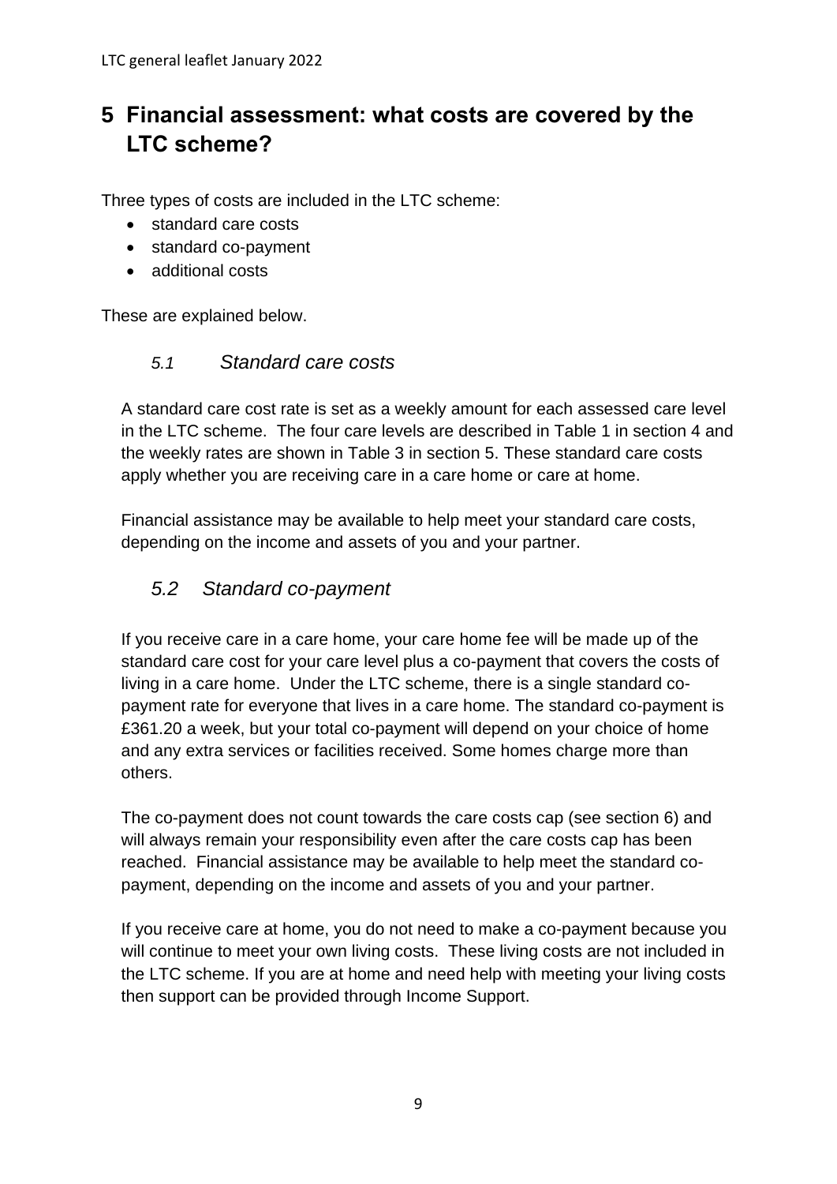# 5 Financial assessment: what costs are covered by the LTC scheme?

Three types of costs are included in the LTC scheme:

- standard care costs
- standard co-payment
- additional costs

These are explained below.

## *5.1 Standard care costs*

A standard care cost rate is set as a weekly amount for each assessed care level in the LTC scheme. The four care levels are described in Table 1 in section 4 and the weekly rates are shown in Table 3 in section 5. These standard care costs apply whether you are receiving care in a care home or care at home.

Financial assistance may be available to help meet your standard care costs, depending on the income and assets of you and your partner.

## *5.2 Standard co-payment*

If you receive care in a care home, your care home fee will be made up of the standard care cost for your care level plus a co-payment that covers the costs of living in a care home. Under the LTC scheme, there is a single standard co-payment rate for everyone that lives in a care home. The standard co-payment is £361.20 a week, but your total co-payment will depend on your choice of home and any extra services or facilities received. Some homes charge more than others.

The co-payment does not count towards the care costs cap (see section 6) and will always remain your responsibility even after the care costs cap has been reached. Financial assistance may be available to help meet the standard co-payment, depending on the income and assets of you and your partner.

If you receive care at home, you do not need to make a co-payment because you will continue to meet your own living costs. These living costs are not included in the LTC scheme. If you are at home and need help with meeting your living costs then support can be provided through Income Support.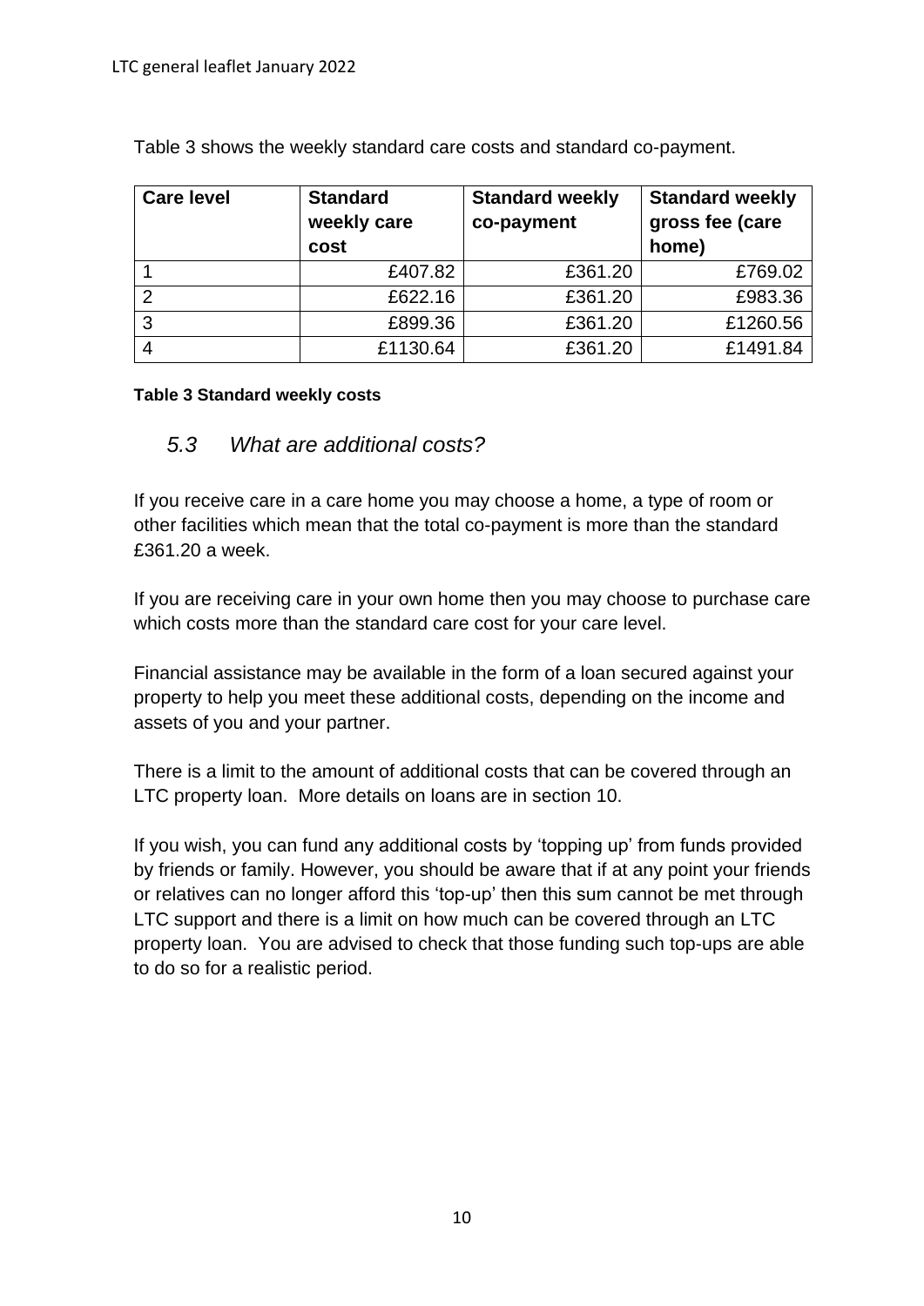Table 3 shows the weekly standard care costs and standard co-payment.

| Care level | Standard weekly care cost | Standard weekly co-payment | Standard weekly gross fee (care home) |
|---|---|---|---|
| 1 | £407.82 | £361.20 | £769.02 |
| 2 | £622.16 | £361.20 | £983.36 |
| 3 | £899.36 | £361.20 | £1260.56 |
| 4 | £1130.64 | £361.20 | £1491.84 |

**Table 3 Standard weekly costs**

### *5.3 What are additional costs?*

If you receive care in a care home you may choose a home, a type of room or other facilities which mean that the total co-payment is more than the standard £361.20 a week.

If you are receiving care in your own home then you may choose to purchase care which costs more than the standard care cost for your care level.

Financial assistance may be available in the form of a loan secured against your property to help you meet these additional costs, depending on the income and assets of you and your partner.

There is a limit to the amount of additional costs that can be covered through an LTC property loan. More details on loans are in section 10.

If you wish, you can fund any additional costs by 'topping up' from funds provided by friends or family. However, you should be aware that if at any point your friends or relatives can no longer afford this 'top-up' then this sum cannot be met through LTC support and there is a limit on how much can be covered through an LTC property loan. You are advised to check that those funding such top-ups are able to do so for a realistic period.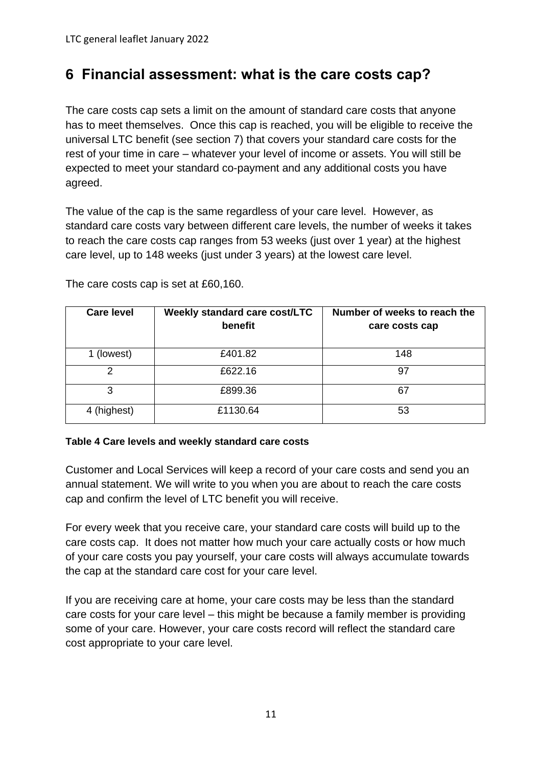## 6 Financial assessment: what is the care costs cap?

The care costs cap sets a limit on the amount of standard care costs that anyone has to meet themselves. Once this cap is reached, you will be eligible to receive the universal LTC benefit (see section 7) that covers your standard care costs for the rest of your time in care – whatever your level of income or assets. You will still be expected to meet your standard co-payment and any additional costs you have agreed.

The value of the cap is the same regardless of your care level. However, as standard care costs vary between different care levels, the number of weeks it takes to reach the care costs cap ranges from 53 weeks (just over 1 year) at the highest care level, up to 148 weeks (just under 3 years) at the lowest care level.

The care costs cap is set at £60,160.

| Care level | Weekly standard care cost/LTC benefit | Number of weeks to reach the care costs cap |
|---|---|---|
| 1 (lowest) | £401.82 | 148 |
| 2 | £622.16 | 97 |
| 3 | £899.36 | 67 |
| 4 (highest) | £1130.64 | 53 |

**Table 4 Care levels and weekly standard care costs**

Customer and Local Services will keep a record of your care costs and send you an annual statement. We will write to you when you are about to reach the care costs cap and confirm the level of LTC benefit you will receive.

For every week that you receive care, your standard care costs will build up to the care costs cap. It does not matter how much your care actually costs or how much of your care costs you pay yourself, your care costs will always accumulate towards the cap at the standard care cost for your care level.

If you are receiving care at home, your care costs may be less than the standard care costs for your care level – this might be because a family member is providing some of your care. However, your care costs record will reflect the standard care cost appropriate to your care level.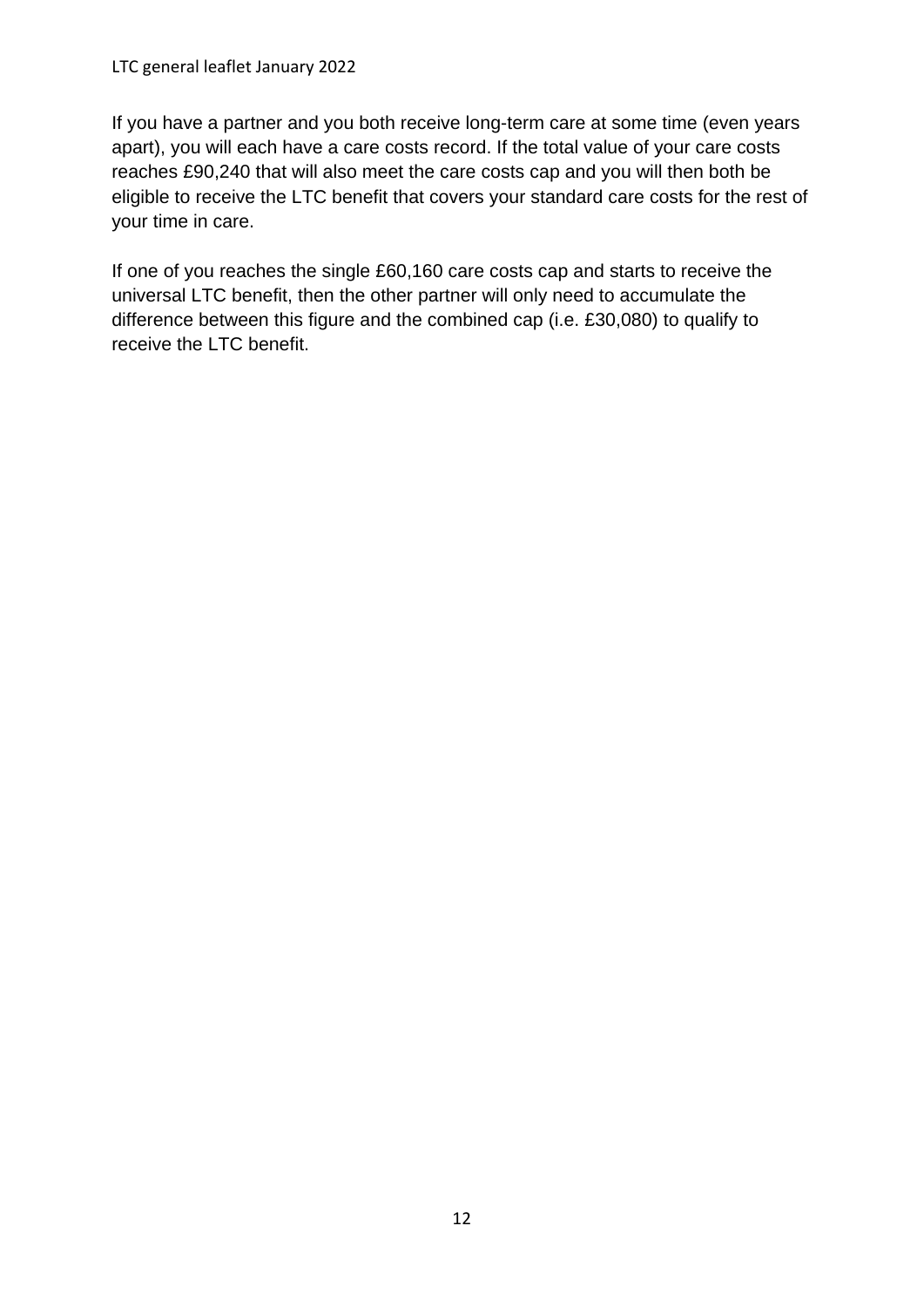If you have a partner and you both receive long-term care at some time (even years apart), you will each have a care costs record. If the total value of your care costs reaches £90,240 that will also meet the care costs cap and you will then both be eligible to receive the LTC benefit that covers your standard care costs for the rest of your time in care.

If one of you reaches the single £60,160 care costs cap and starts to receive the universal LTC benefit, then the other partner will only need to accumulate the difference between this figure and the combined cap (i.e. £30,080) to qualify to receive the LTC benefit.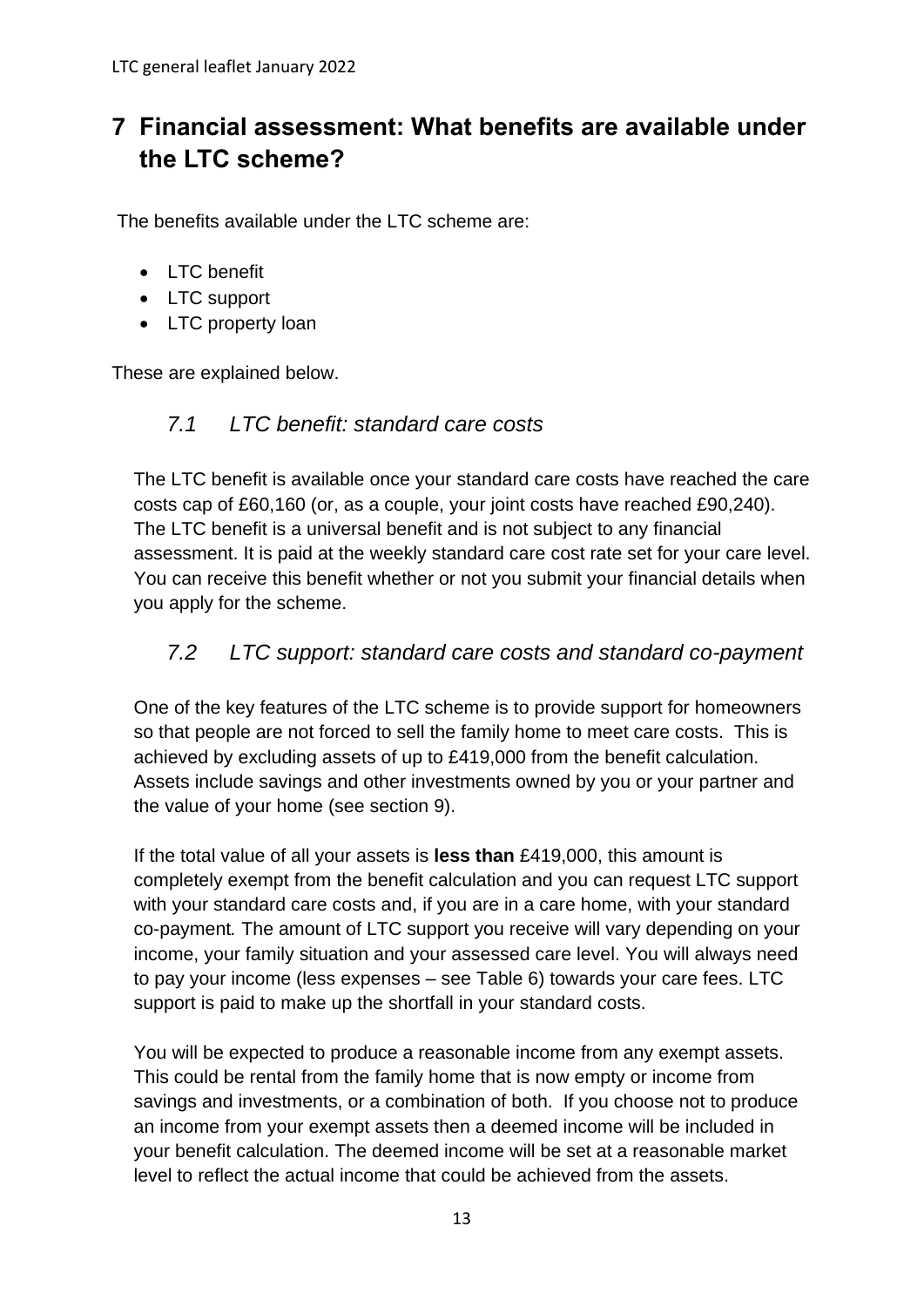# 7 Financial assessment: What benefits are available under the LTC scheme?

The benefits available under the LTC scheme are:

- LTC benefit
- LTC support
- LTC property loan

These are explained below.

## *7.1 LTC benefit: standard care costs*

The LTC benefit is available once your standard care costs have reached the care costs cap of £60,160 (or, as a couple, your joint costs have reached £90,240). The LTC benefit is a universal benefit and is not subject to any financial assessment. It is paid at the weekly standard care cost rate set for your care level. You can receive this benefit whether or not you submit your financial details when you apply for the scheme.

## *7.2 LTC support: standard care costs and standard co-payment*

One of the key features of the LTC scheme is to provide support for homeowners so that people are not forced to sell the family home to meet care costs. This is achieved by excluding assets of up to £419,000 from the benefit calculation. Assets include savings and other investments owned by you or your partner and the value of your home (see section 9).

If the total value of all your assets is **less than** £419,000, this amount is completely exempt from the benefit calculation and you can request LTC support with your standard care costs and, if you are in a care home, with your standard co-payment*.* The amount of LTC support you receive will vary depending on your income, your family situation and your assessed care level. You will always need to pay your income (less expenses – see Table 6) towards your care fees. LTC support is paid to make up the shortfall in your standard costs.

You will be expected to produce a reasonable income from any exempt assets. This could be rental from the family home that is now empty or income from savings and investments, or a combination of both. If you choose not to produce an income from your exempt assets then a deemed income will be included in your benefit calculation. The deemed income will be set at a reasonable market level to reflect the actual income that could be achieved from the assets.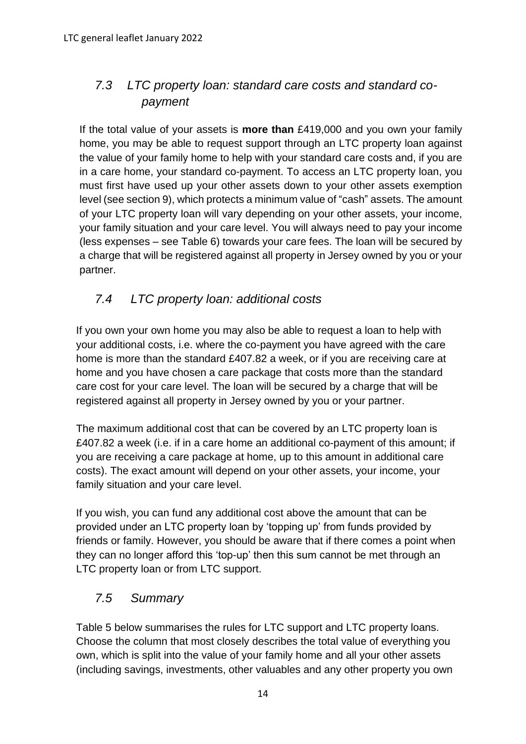## *7.3 LTC property loan: standard care costs and standard co-payment*

If the total value of your assets is **more than** £419,000 and you own your family home, you may be able to request support through an LTC property loan against the value of your family home to help with your standard care costs and, if you are in a care home, your standard co-payment. To access an LTC property loan, you must first have used up your other assets down to your other assets exemption level (see section 9), which protects a minimum value of "cash" assets. The amount of your LTC property loan will vary depending on your other assets, your income, your family situation and your care level. You will always need to pay your income (less expenses – see Table 6) towards your care fees. The loan will be secured by a charge that will be registered against all property in Jersey owned by you or your partner.

## *7.4 LTC property loan: additional costs*

If you own your own home you may also be able to request a loan to help with your additional costs, i.e. where the co-payment you have agreed with the care home is more than the standard £407.82 a week, or if you are receiving care at home and you have chosen a care package that costs more than the standard care cost for your care level. The loan will be secured by a charge that will be registered against all property in Jersey owned by you or your partner.

The maximum additional cost that can be covered by an LTC property loan is £407.82 a week (i.e. if in a care home an additional co-payment of this amount; if you are receiving a care package at home, up to this amount in additional care costs). The exact amount will depend on your other assets, your income, your family situation and your care level.

If you wish, you can fund any additional cost above the amount that can be provided under an LTC property loan by 'topping up' from funds provided by friends or family. However, you should be aware that if there comes a point when they can no longer afford this 'top-up' then this sum cannot be met through an LTC property loan or from LTC support.

## *7.5 Summary*

Table 5 below summarises the rules for LTC support and LTC property loans. Choose the column that most closely describes the total value of everything you own, which is split into the value of your family home and all your other assets (including savings, investments, other valuables and any other property you own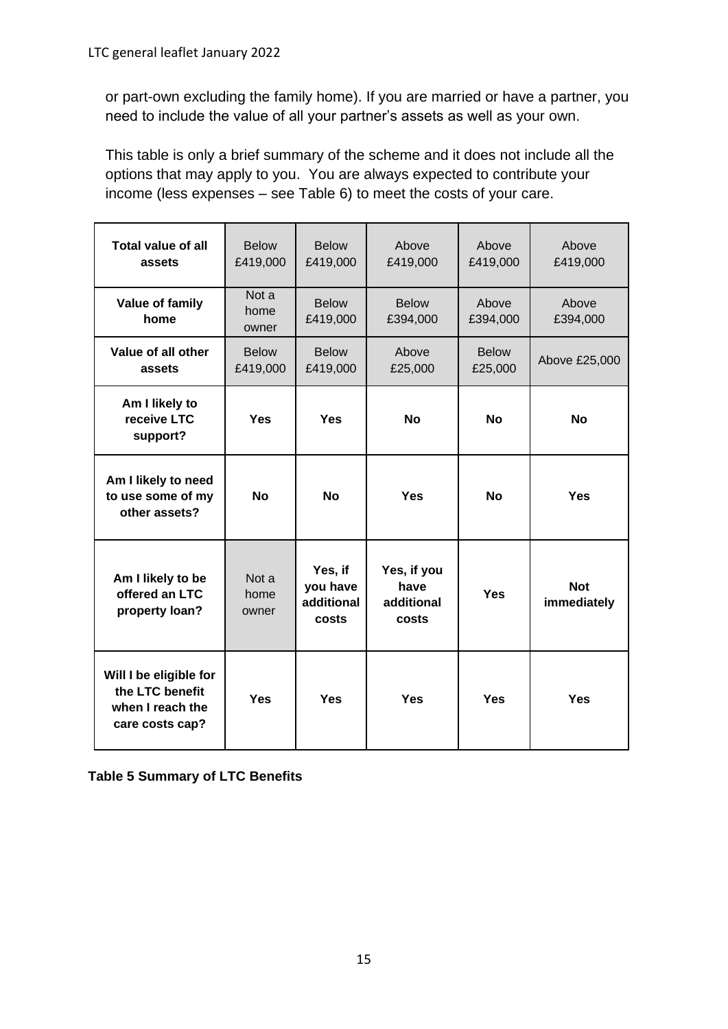or part-own excluding the family home). If you are married or have a partner, you need to include the value of all your partner's assets as well as your own.

This table is only a brief summary of the scheme and it does not include all the options that may apply to you. You are always expected to contribute your income (less expenses – see Table 6) to meet the costs of your care.

| **Total value of all assets** | Below £419,000 | Below £419,000 | Above £419,000 | Above £419,000 | Above £419,000 |
|---|---|---|---|---|---|
| **Value of family home** | Not a home owner | Below £419,000 | Below £394,000 | Above £394,000 | Above £394,000 |
| **Value of all other assets** | Below £419,000 | Below £419,000 | Above £25,000 | Below £25,000 | Above £25,000 |
| **Am I likely to receive LTC support?** | **Yes** | **Yes** | **No** | **No** | **No** |
| **Am I likely to need to use some of my other assets?** | **No** | **No** | **Yes** | **No** | **Yes** |
| **Am I likely to be offered an LTC property loan?** | Not a home owner | **Yes, if you have additional costs** | **Yes, if you have additional costs** | **Yes** | **Not immediately** |
| **Will I be eligible for the LTC benefit when I reach the care costs cap?** | **Yes** | **Yes** | **Yes** | **Yes** | **Yes** |

**Table 5 Summary of LTC Benefits**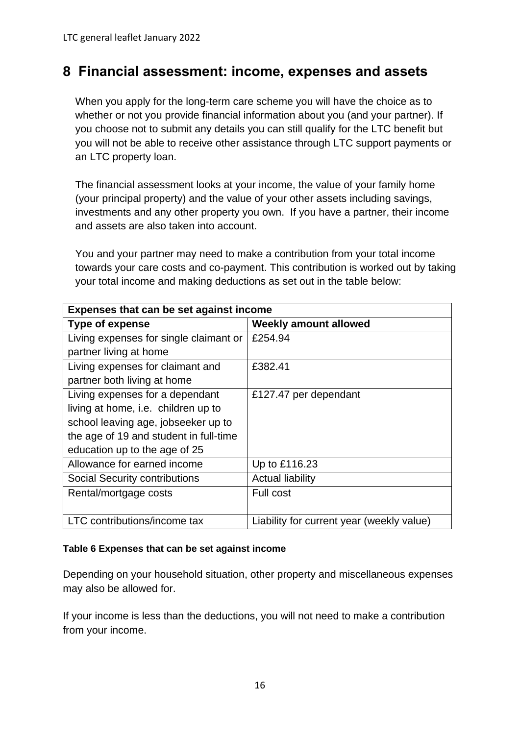## 8 Financial assessment: income, expenses and assets

When you apply for the long-term care scheme you will have the choice as to whether or not you provide financial information about you (and your partner). If you choose not to submit any details you can still qualify for the LTC benefit but you will not be able to receive other assistance through LTC support payments or an LTC property loan.

The financial assessment looks at your income, the value of your family home (your principal property) and the value of your other assets including savings, investments and any other property you own. If you have a partner, their income and assets are also taken into account.

You and your partner may need to make a contribution from your total income towards your care costs and co-payment. This contribution is worked out by taking your total income and making deductions as set out in the table below:

| **Expenses that can be set against income** | |
|---|---|
| **Type of expense** | **Weekly amount allowed** |
| Living expenses for single claimant or partner living at home | £254.94 |
| Living expenses for claimant and partner both living at home | £382.41 |
| Living expenses for a dependant living at home, i.e. children up to school leaving age, jobseeker up to the age of 19 and student in full-time education up to the age of 25 | £127.47 per dependant |
| Allowance for earned income | Up to £116.23 |
| Social Security contributions | Actual liability |
| Rental/mortgage costs | Full cost |
| LTC contributions/income tax | Liability for current year (weekly value) |

**Table 6 Expenses that can be set against income**

Depending on your household situation, other property and miscellaneous expenses may also be allowed for.

If your income is less than the deductions, you will not need to make a contribution from your income.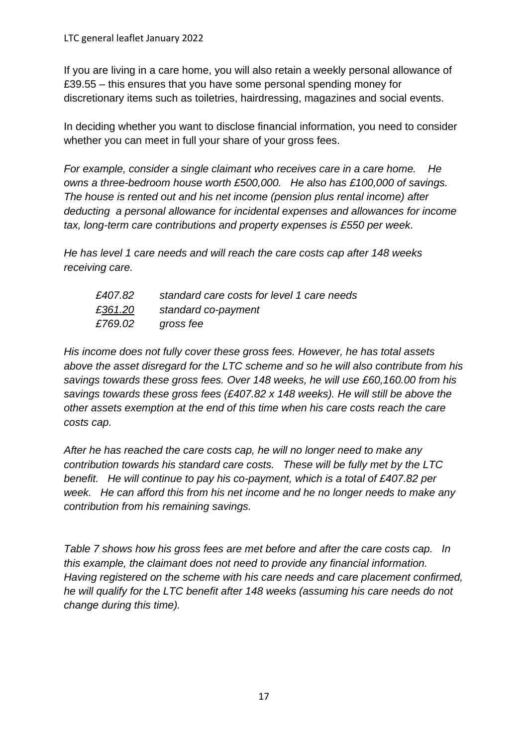If you are living in a care home, you will also retain a weekly personal allowance of £39.55 – this ensures that you have some personal spending money for discretionary items such as toiletries, hairdressing, magazines and social events.

In deciding whether you want to disclose financial information, you need to consider whether you can meet in full your share of your gross fees.

*For example, consider a single claimant who receives care in a care home. He owns a three-bedroom house worth £500,000. He also has £100,000 of savings. The house is rented out and his net income (pension plus rental income) after deducting a personal allowance for incidental expenses and allowances for income tax, long-term care contributions and property expenses is £550 per week.*

*He has level 1 care needs and will reach the care costs cap after 148 weeks receiving care.*

| | |
|---|---|
| *£407.82* | *standard care costs for level 1 care needs* |
| *£361.20* | *standard co-payment* |
| *£769.02* | *gross fee* |

*His income does not fully cover these gross fees. However, he has total assets above the asset disregard for the LTC scheme and so he will also contribute from his savings towards these gross fees. Over 148 weeks, he will use £60,160.00 from his savings towards these gross fees (£407.82 x 148 weeks). He will still be above the other assets exemption at the end of this time when his care costs reach the care costs cap.*

*After he has reached the care costs cap, he will no longer need to make any contribution towards his standard care costs. These will be fully met by the LTC benefit. He will continue to pay his co-payment, which is a total of £407.82 per week. He can afford this from his net income and he no longer needs to make any contribution from his remaining savings.*

*Table 7 shows how his gross fees are met before and after the care costs cap. In this example, the claimant does not need to provide any financial information. Having registered on the scheme with his care needs and care placement confirmed, he will qualify for the LTC benefit after 148 weeks (assuming his care needs do not change during this time).*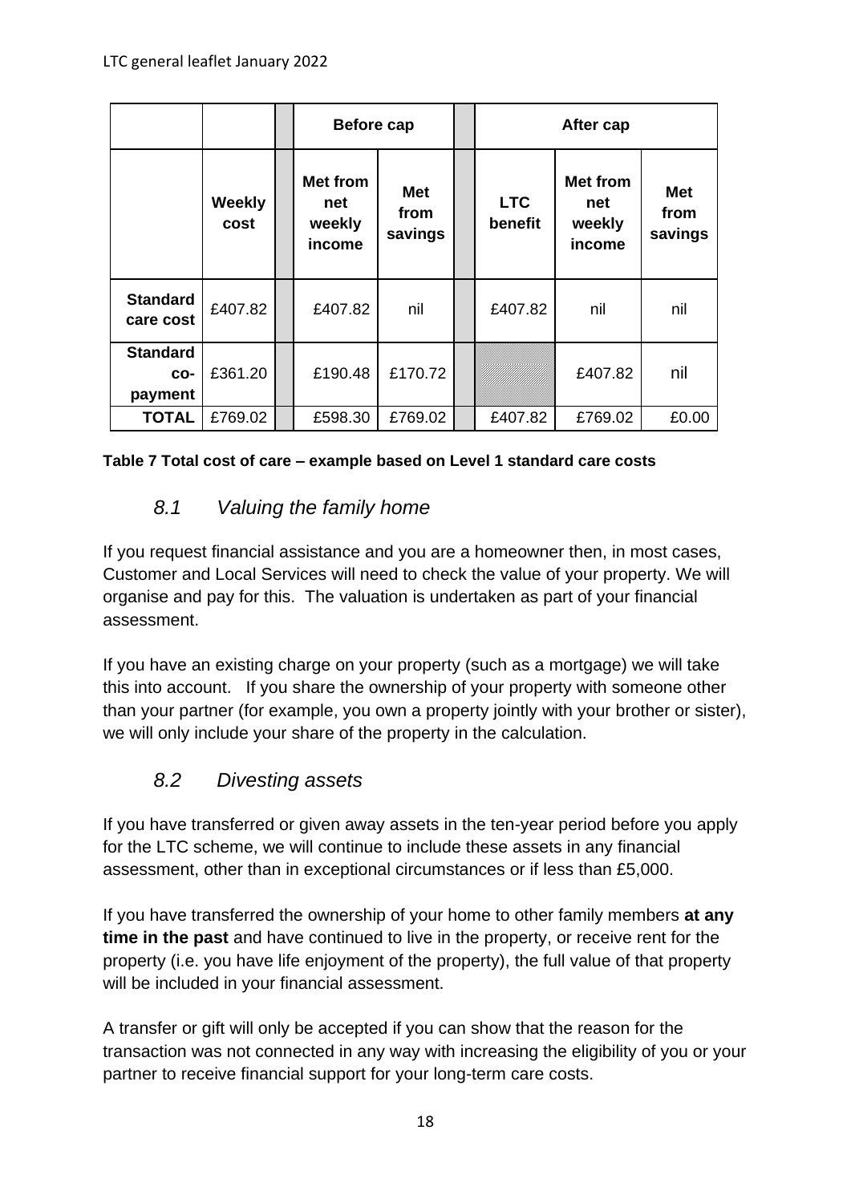| | | | Before cap | | | After cap | | |
|---|---|---|---|---|---|---|---|---|
| | Weekly cost | | Met from net weekly income | Met from savings | | LTC benefit | Met from net weekly income | Met from savings |
| **Standard care cost** | £407.82 | | £407.82 | nil | | £407.82 | nil | nil |
| **Standard co-payment** | £361.20 | | £190.48 | £170.72 | | | £407.82 | nil |
| **TOTAL** | £769.02 | | £598.30 | £769.02 | | £407.82 | £769.02 | £0.00 |

**Table 7 Total cost of care – example based on Level 1 standard care costs**

## *8.1 Valuing the family home*

If you request financial assistance and you are a homeowner then, in most cases, Customer and Local Services will need to check the value of your property. We will organise and pay for this. The valuation is undertaken as part of your financial assessment.

If you have an existing charge on your property (such as a mortgage) we will take this into account. If you share the ownership of your property with someone other than your partner (for example, you own a property jointly with your brother or sister), we will only include your share of the property in the calculation.

## *8.2 Divesting assets*

If you have transferred or given away assets in the ten-year period before you apply for the LTC scheme, we will continue to include these assets in any financial assessment, other than in exceptional circumstances or if less than £5,000.

If you have transferred the ownership of your home to other family members **at any time in the past** and have continued to live in the property, or receive rent for the property (i.e. you have life enjoyment of the property), the full value of that property will be included in your financial assessment.

A transfer or gift will only be accepted if you can show that the reason for the transaction was not connected in any way with increasing the eligibility of you or your partner to receive financial support for your long-term care costs.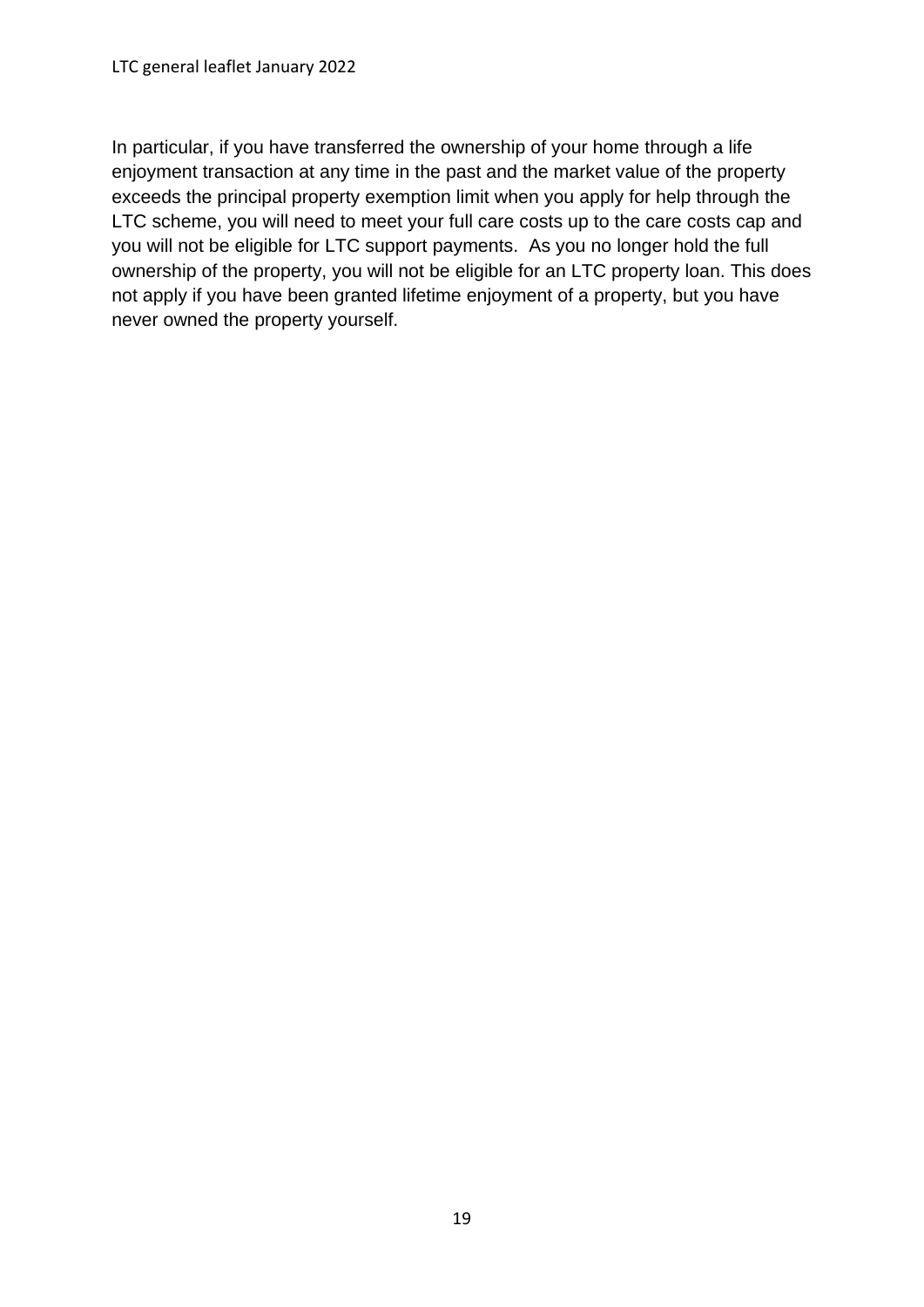In particular, if you have transferred the ownership of your home through a life enjoyment transaction at any time in the past and the market value of the property exceeds the principal property exemption limit when you apply for help through the LTC scheme, you will need to meet your full care costs up to the care costs cap and you will not be eligible for LTC support payments. As you no longer hold the full ownership of the property, you will not be eligible for an LTC property loan. This does not apply if you have been granted lifetime enjoyment of a property, but you have never owned the property yourself.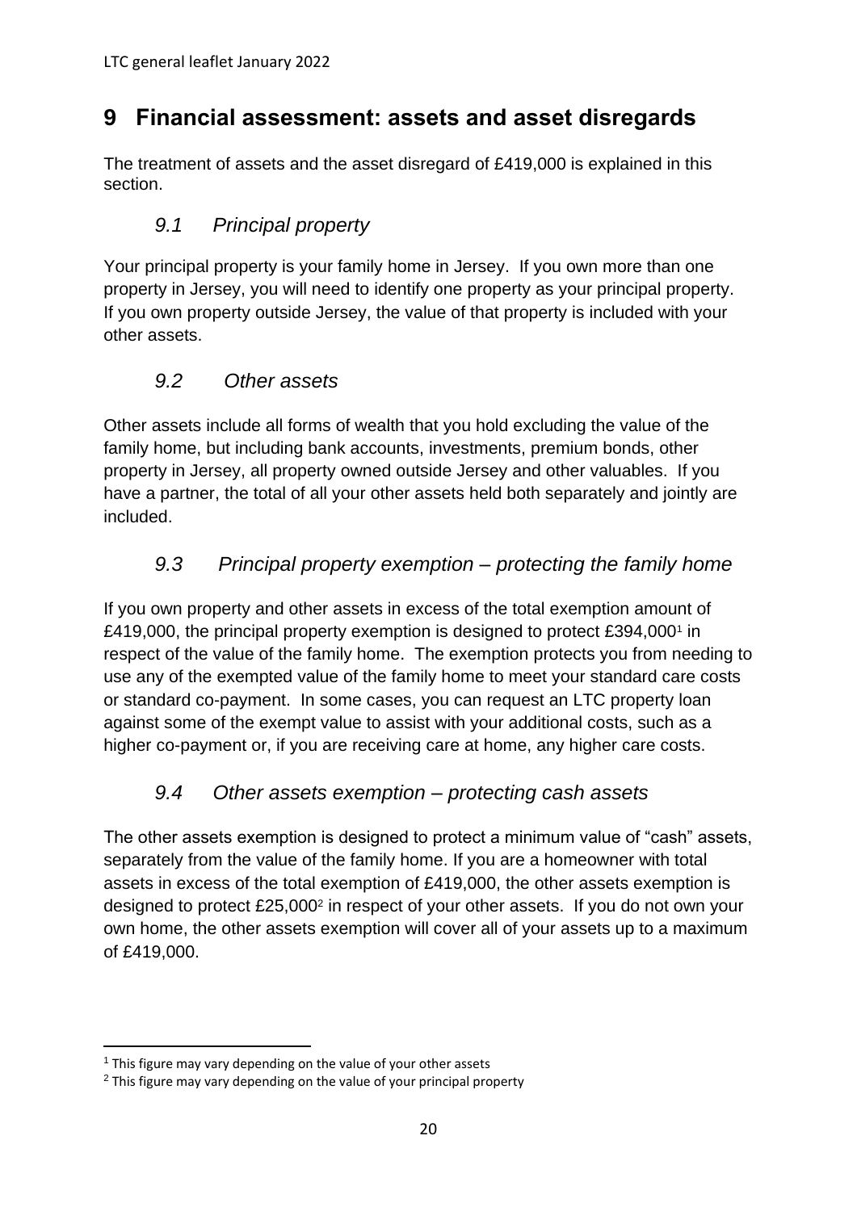## 9 Financial assessment: assets and asset disregards

The treatment of assets and the asset disregard of £419,000 is explained in this section.

### *9.1 Principal property*

Your principal property is your family home in Jersey. If you own more than one property in Jersey, you will need to identify one property as your principal property. If you own property outside Jersey, the value of that property is included with your other assets.

### *9.2 Other assets*

Other assets include all forms of wealth that you hold excluding the value of the family home, but including bank accounts, investments, premium bonds, other property in Jersey, all property owned outside Jersey and other valuables. If you have a partner, the total of all your other assets held both separately and jointly are included.

### *9.3 Principal property exemption – protecting the family home*

If you own property and other assets in excess of the total exemption amount of £419,000, the principal property exemption is designed to protect £394,000[1] in respect of the value of the family home. The exemption protects you from needing to use any of the exempted value of the family home to meet your standard care costs or standard co-payment. In some cases, you can request an LTC property loan against some of the exempt value to assist with your additional costs, such as a higher co-payment or, if you are receiving care at home, any higher care costs.

### *9.4 Other assets exemption – protecting cash assets*

The other assets exemption is designed to protect a minimum value of "cash" assets, separately from the value of the family home. If you are a homeowner with total assets in excess of the total exemption of £419,000, the other assets exemption is designed to protect £25,000[2] in respect of your other assets. If you do not own your own home, the other assets exemption will cover all of your assets up to a maximum of £419,000.

---

[1] This figure may vary depending on the value of your other assets

[2] This figure may vary depending on the value of your principal property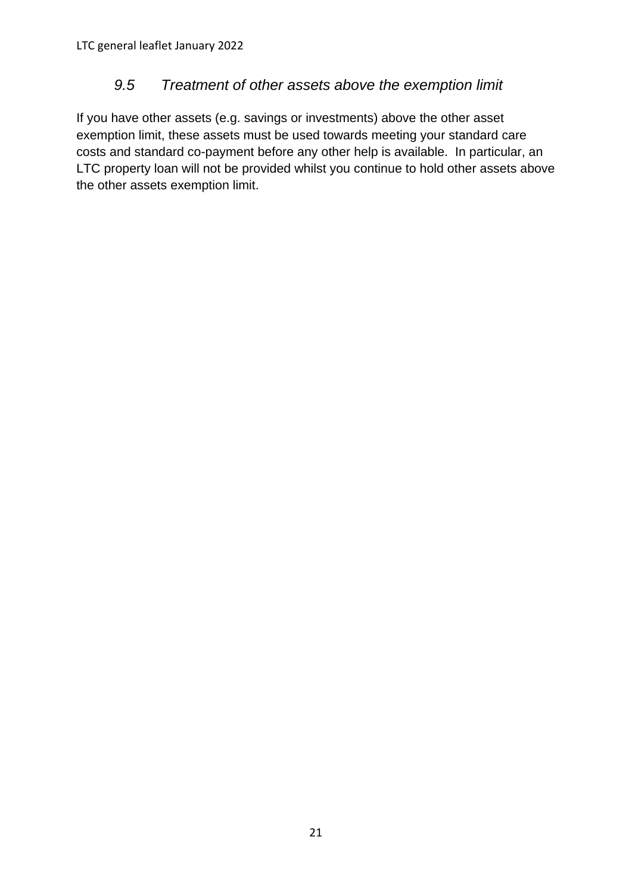### *9.5 Treatment of other assets above the exemption limit*

If you have other assets (e.g. savings or investments) above the other asset exemption limit, these assets must be used towards meeting your standard care costs and standard co-payment before any other help is available. In particular, an LTC property loan will not be provided whilst you continue to hold other assets above the other assets exemption limit.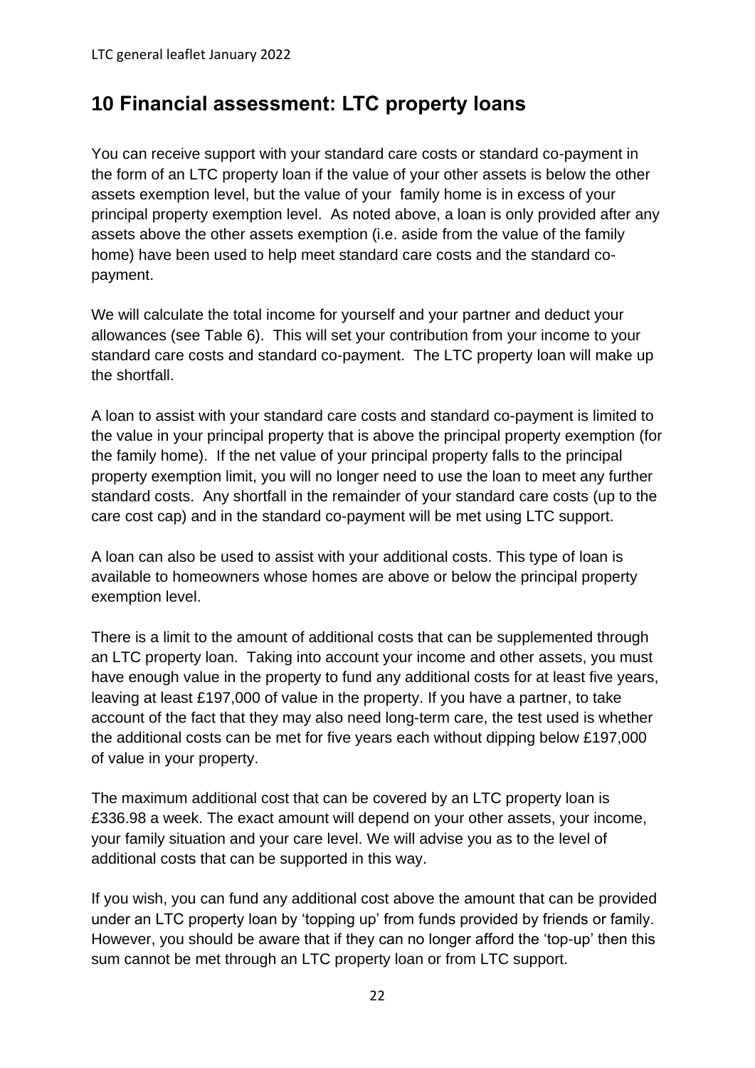## 10 Financial assessment: LTC property loans

You can receive support with your standard care costs or standard co-payment in the form of an LTC property loan if the value of your other assets is below the other assets exemption level, but the value of your family home is in excess of your principal property exemption level. As noted above, a loan is only provided after any assets above the other assets exemption (i.e. aside from the value of the family home) have been used to help meet standard care costs and the standard co-payment.

We will calculate the total income for yourself and your partner and deduct your allowances (see Table 6). This will set your contribution from your income to your standard care costs and standard co-payment. The LTC property loan will make up the shortfall.

A loan to assist with your standard care costs and standard co-payment is limited to the value in your principal property that is above the principal property exemption (for the family home). If the net value of your principal property falls to the principal property exemption limit, you will no longer need to use the loan to meet any further standard costs. Any shortfall in the remainder of your standard care costs (up to the care cost cap) and in the standard co-payment will be met using LTC support.

A loan can also be used to assist with your additional costs. This type of loan is available to homeowners whose homes are above or below the principal property exemption level.

There is a limit to the amount of additional costs that can be supplemented through an LTC property loan. Taking into account your income and other assets, you must have enough value in the property to fund any additional costs for at least five years, leaving at least £197,000 of value in the property. If you have a partner, to take account of the fact that they may also need long-term care, the test used is whether the additional costs can be met for five years each without dipping below £197,000 of value in your property.

The maximum additional cost that can be covered by an LTC property loan is £336.98 a week. The exact amount will depend on your other assets, your income, your family situation and your care level. We will advise you as to the level of additional costs that can be supported in this way.

If you wish, you can fund any additional cost above the amount that can be provided under an LTC property loan by 'topping up' from funds provided by friends or family. However, you should be aware that if they can no longer afford the 'top-up' then this sum cannot be met through an LTC property loan or from LTC support.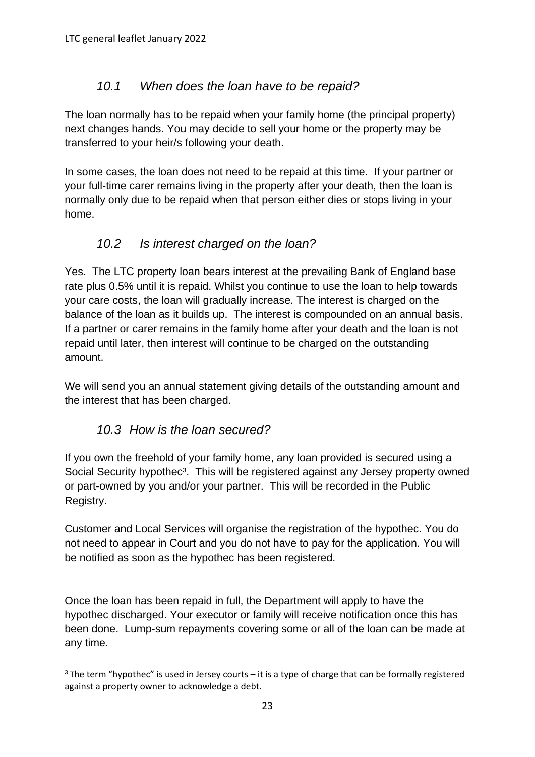### *10.1 When does the loan have to be repaid?*

The loan normally has to be repaid when your family home (the principal property) next changes hands. You may decide to sell your home or the property may be transferred to your heir/s following your death.

In some cases, the loan does not need to be repaid at this time. If your partner or your full-time carer remains living in the property after your death, then the loan is normally only due to be repaid when that person either dies or stops living in your home.

### *10.2 Is interest charged on the loan?*

Yes. The LTC property loan bears interest at the prevailing Bank of England base rate plus 0.5% until it is repaid. Whilst you continue to use the loan to help towards your care costs, the loan will gradually increase. The interest is charged on the balance of the loan as it builds up. The interest is compounded on an annual basis. If a partner or carer remains in the family home after your death and the loan is not repaid until later, then interest will continue to be charged on the outstanding amount.

We will send you an annual statement giving details of the outstanding amount and the interest that has been charged.

### *10.3 How is the loan secured?*

If you own the freehold of your family home, any loan provided is secured using a Social Security hypothec[3]. This will be registered against any Jersey property owned or part-owned by you and/or your partner. This will be recorded in the Public Registry.

Customer and Local Services will organise the registration of the hypothec. You do not need to appear in Court and you do not have to pay for the application. You will be notified as soon as the hypothec has been registered.

Once the loan has been repaid in full, the Department will apply to have the hypothec discharged. Your executor or family will receive notification once this has been done. Lump-sum repayments covering some or all of the loan can be made at any time.

[3] The term “hypothec” is used in Jersey courts – it is a type of charge that can be formally registered against a property owner to acknowledge a debt.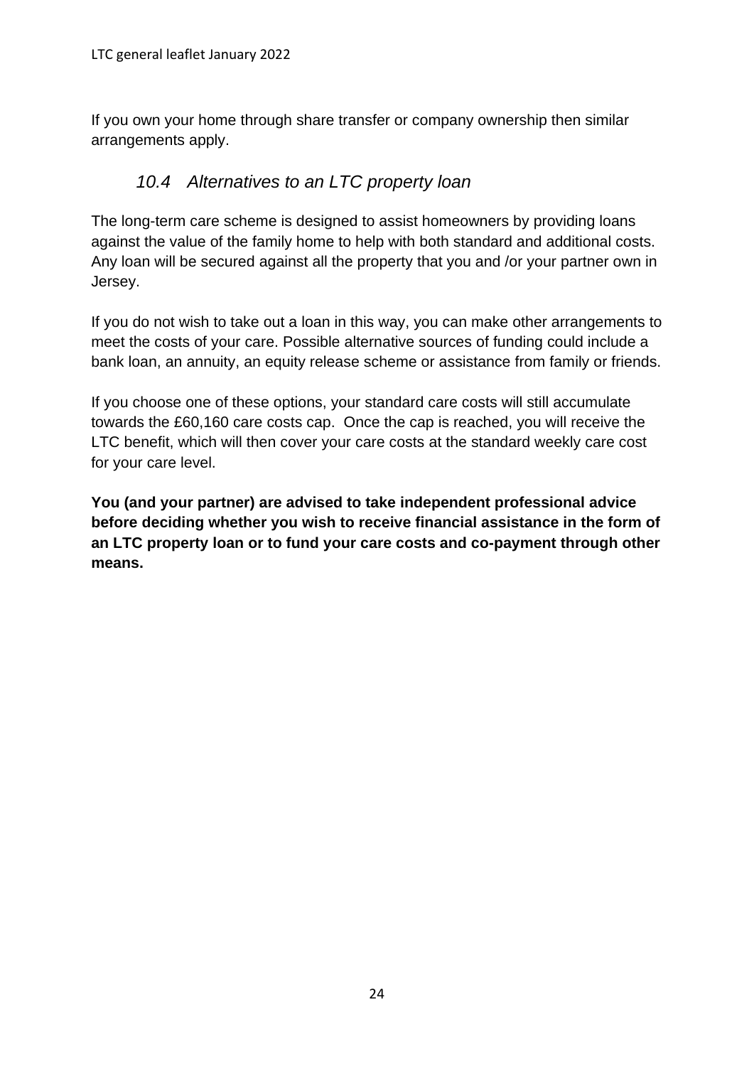If you own your home through share transfer or company ownership then similar arrangements apply.

### *10.4 Alternatives to an LTC property loan*

The long-term care scheme is designed to assist homeowners by providing loans against the value of the family home to help with both standard and additional costs. Any loan will be secured against all the property that you and /or your partner own in Jersey.

If you do not wish to take out a loan in this way, you can make other arrangements to meet the costs of your care. Possible alternative sources of funding could include a bank loan, an annuity, an equity release scheme or assistance from family or friends.

If you choose one of these options, your standard care costs will still accumulate towards the £60,160 care costs cap. Once the cap is reached, you will receive the LTC benefit, which will then cover your care costs at the standard weekly care cost for your care level.

**You (and your partner) are advised to take independent professional advice before deciding whether you wish to receive financial assistance in the form of an LTC property loan or to fund your care costs and co-payment through other means.**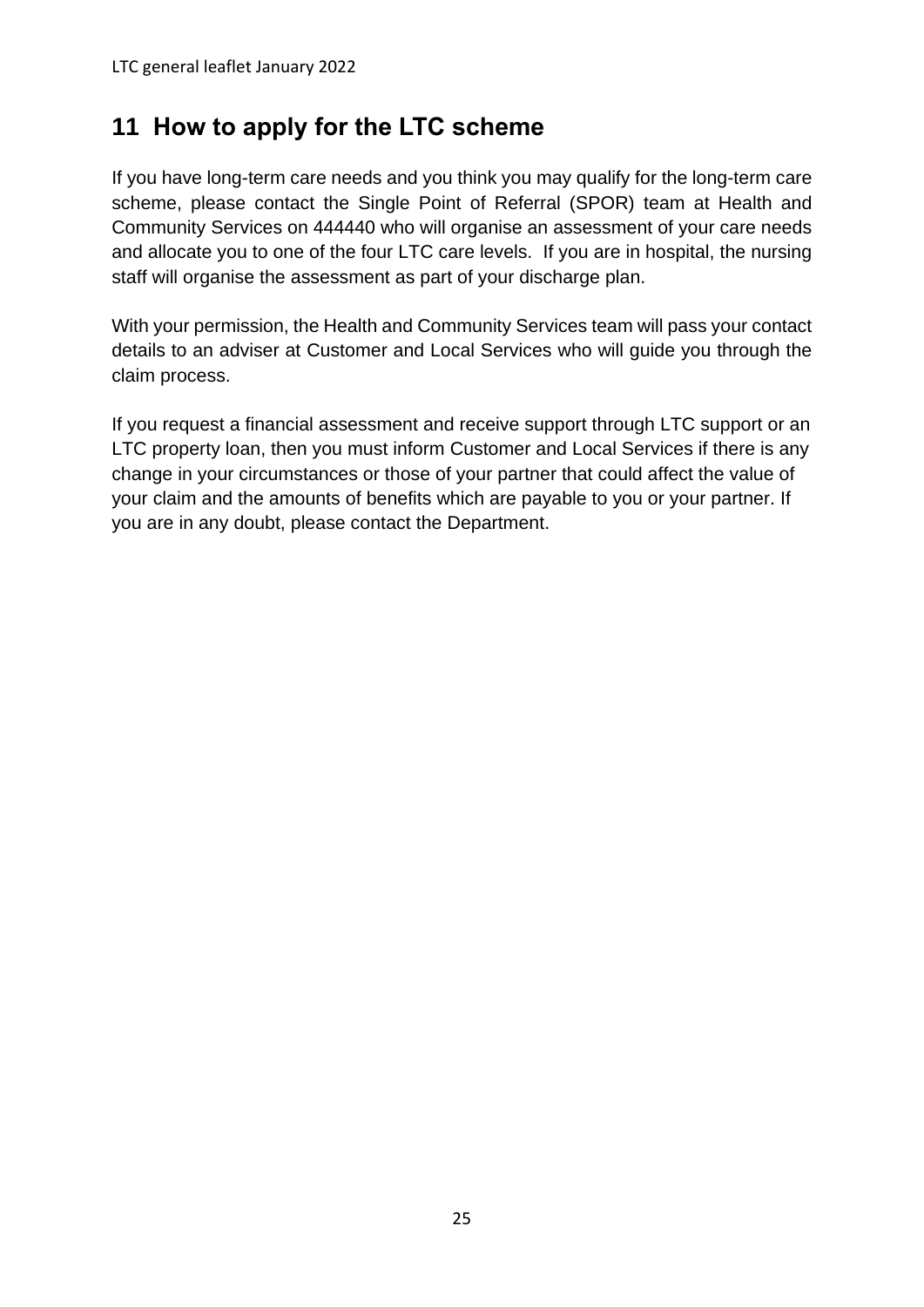## 11 How to apply for the LTC scheme

If you have long-term care needs and you think you may qualify for the long-term care scheme, please contact the Single Point of Referral (SPOR) team at Health and Community Services on 444440 who will organise an assessment of your care needs and allocate you to one of the four LTC care levels. If you are in hospital, the nursing staff will organise the assessment as part of your discharge plan.

With your permission, the Health and Community Services team will pass your contact details to an adviser at Customer and Local Services who will guide you through the claim process.

If you request a financial assessment and receive support through LTC support or an LTC property loan, then you must inform Customer and Local Services if there is any change in your circumstances or those of your partner that could affect the value of your claim and the amounts of benefits which are payable to you or your partner. If you are in any doubt, please contact the Department.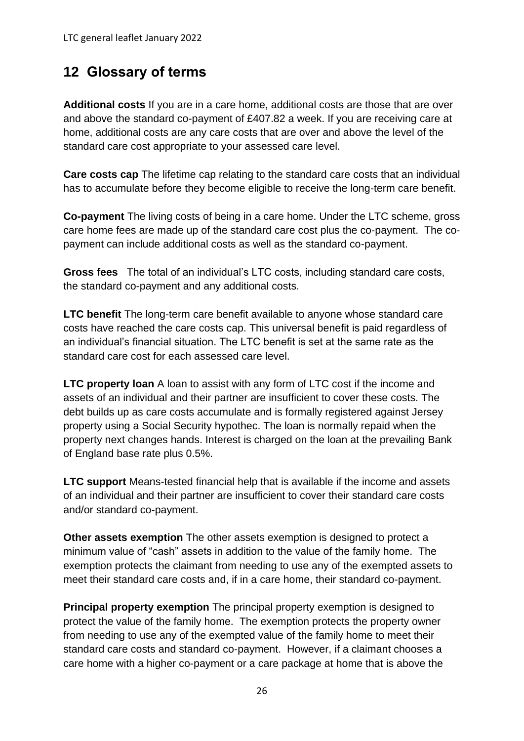## 12 Glossary of terms

**Additional costs** If you are in a care home, additional costs are those that are over and above the standard co-payment of £407.82 a week. If you are receiving care at home, additional costs are any care costs that are over and above the level of the standard care cost appropriate to your assessed care level.

**Care costs cap** The lifetime cap relating to the standard care costs that an individual has to accumulate before they become eligible to receive the long-term care benefit.

**Co-payment** The living costs of being in a care home. Under the LTC scheme, gross care home fees are made up of the standard care cost plus the co-payment. The co-payment can include additional costs as well as the standard co-payment.

**Gross fees** The total of an individual's LTC costs, including standard care costs, the standard co-payment and any additional costs.

**LTC benefit** The long-term care benefit available to anyone whose standard care costs have reached the care costs cap. This universal benefit is paid regardless of an individual's financial situation. The LTC benefit is set at the same rate as the standard care cost for each assessed care level.

**LTC property loan** A loan to assist with any form of LTC cost if the income and assets of an individual and their partner are insufficient to cover these costs. The debt builds up as care costs accumulate and is formally registered against Jersey property using a Social Security hypothec. The loan is normally repaid when the property next changes hands. Interest is charged on the loan at the prevailing Bank of England base rate plus 0.5%.

**LTC support** Means-tested financial help that is available if the income and assets of an individual and their partner are insufficient to cover their standard care costs and/or standard co-payment.

**Other assets exemption** The other assets exemption is designed to protect a minimum value of "cash" assets in addition to the value of the family home. The exemption protects the claimant from needing to use any of the exempted assets to meet their standard care costs and, if in a care home, their standard co-payment.

**Principal property exemption** The principal property exemption is designed to protect the value of the family home. The exemption protects the property owner from needing to use any of the exempted value of the family home to meet their standard care costs and standard co-payment. However, if a claimant chooses a care home with a higher co-payment or a care package at home that is above the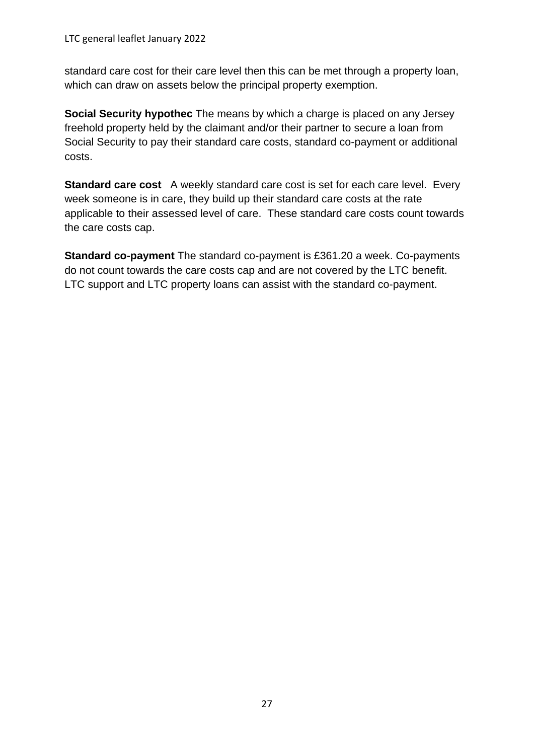standard care cost for their care level then this can be met through a property loan, which can draw on assets below the principal property exemption.

**Social Security hypothec** The means by which a charge is placed on any Jersey freehold property held by the claimant and/or their partner to secure a loan from Social Security to pay their standard care costs, standard co-payment or additional costs.

**Standard care cost** A weekly standard care cost is set for each care level. Every week someone is in care, they build up their standard care costs at the rate applicable to their assessed level of care. These standard care costs count towards the care costs cap.

**Standard co-payment** The standard co-payment is £361.20 a week. Co-payments do not count towards the care costs cap and are not covered by the LTC benefit. LTC support and LTC property loans can assist with the standard co-payment.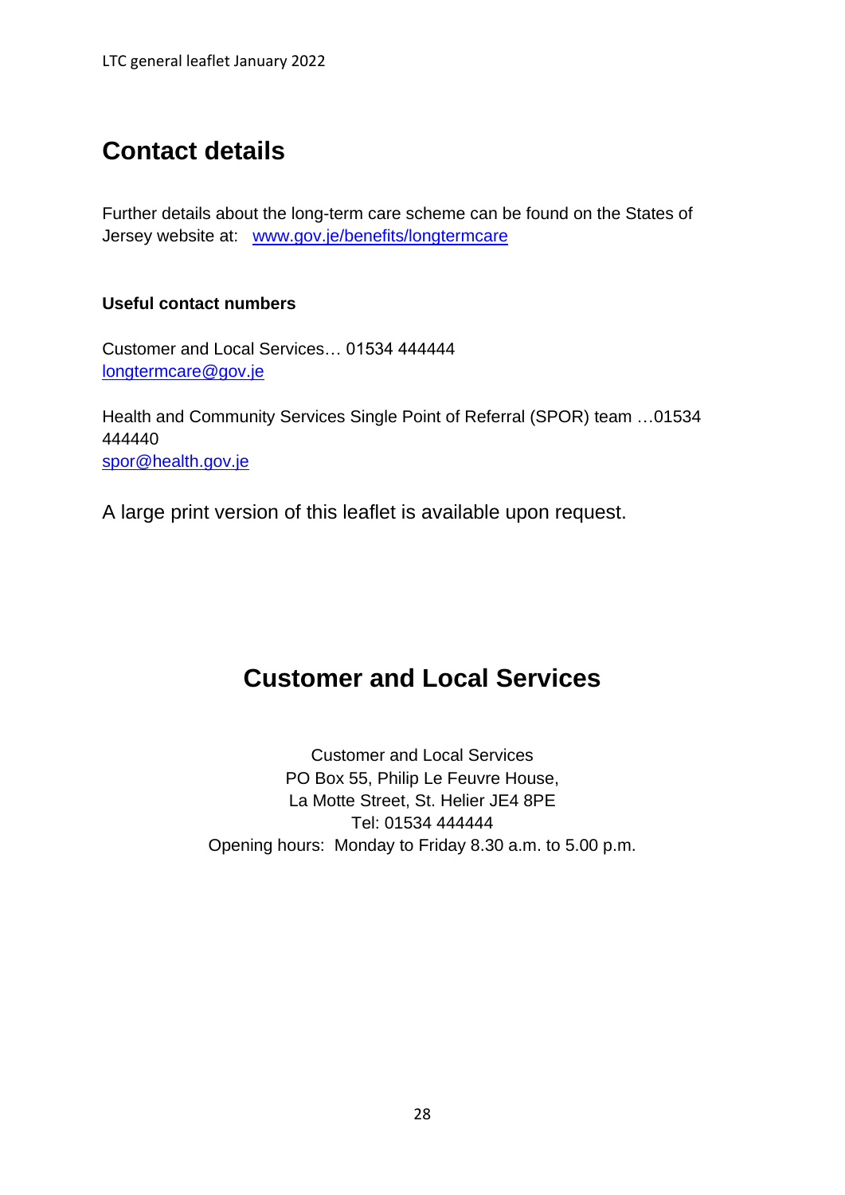## Contact details

Further details about the long-term care scheme can be found on the States of Jersey website at: www.gov.je/benefits/longtermcare

**Useful contact numbers**

Customer and Local Services… 01534 444444
longtermcare@gov.je

Health and Community Services Single Point of Referral (SPOR) team …01534 444440
spor@health.gov.je

A large print version of this leaflet is available upon request.

## Customer and Local Services

Customer and Local Services
PO Box 55, Philip Le Feuvre House,
La Motte Street, St. Helier JE4 8PE
Tel: 01534 444444
Opening hours: Monday to Friday 8.30 a.m. to 5.00 p.m.